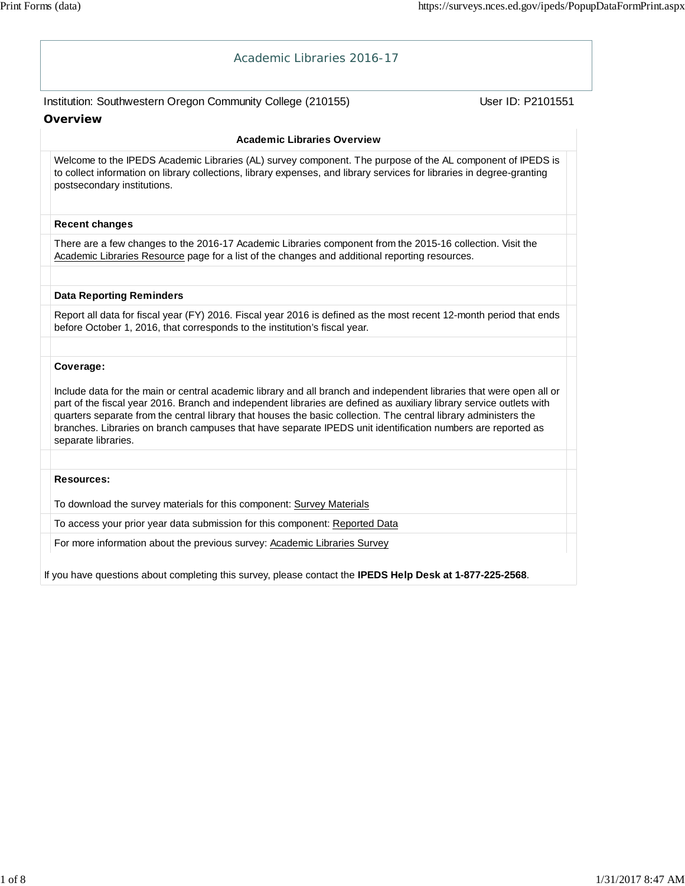# Academic Libraries 2016-17

Institution: Southwestern Oregon Community College (210155)

User ID: P2101551

## Overview

### Academic Libraries Overview

Welcome to the IPEDS Academic Libraries (AL) survey component. The purpose of the AL component of IPEDS is to collect information on library collections, library expenses, and library services for libraries in degree-granting postsecondary institutions.

**Recent changes**

There are a few changes to the 2016-17 Academic Libraries component from the 2015-16 collection. Visit the Academic Libraries Resource page for a list of the changes and additional reporting resources.

**Data Reporting Reminders**

Report all data for fiscal year (FY) 2016. Fiscal year 2016 is defined as the most recent 12-month period that ends before October 1, 2016, that corresponds to the institution's fiscal year.

**Coverage:**

Include data for the main or central academic library and all branch and independent libraries that were open all or part of the fiscal year 2016. Branch and independent libraries are defined as auxiliary library service outlets with quarters separate from the central library that houses the basic collection. The central library administers the branches. Libraries on branch campuses that have separate IPEDS unit identification numbers are reported as separate libraries.

**Resources:**

To download the survey materials for this component: Survey Materials

To access your prior year data submission for this component: Reported Data

For more information about the previous survey: Academic Libraries Survey

If you have questions about completing this survey, please contact the **IPEDS Help Desk at 1-877-225-2568**.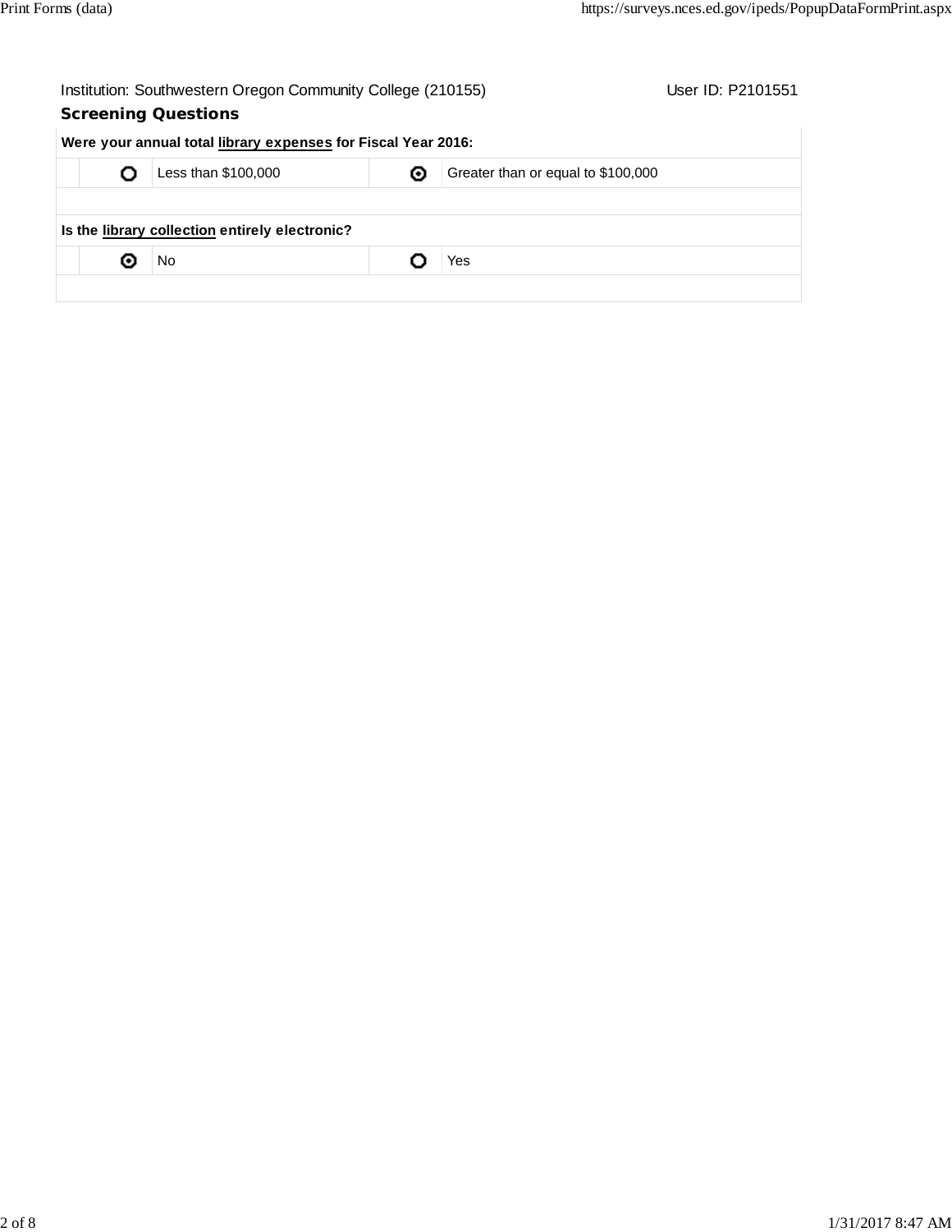Institution: Southwestern Oregon Community College (210155) User ID: P2101551

## Screening Questions

| **Were your annual total library expenses for Fiscal Year 2016:** | | | | |
|---|---|---|---|---|
| | ○ | Less than $100,000 | ◉ | Greater than or equal to $100,000 |
| | | | | |
| **Is the library collection entirely electronic?** | | | | |
| | ◉ | No | ○ | Yes |
| | | | | |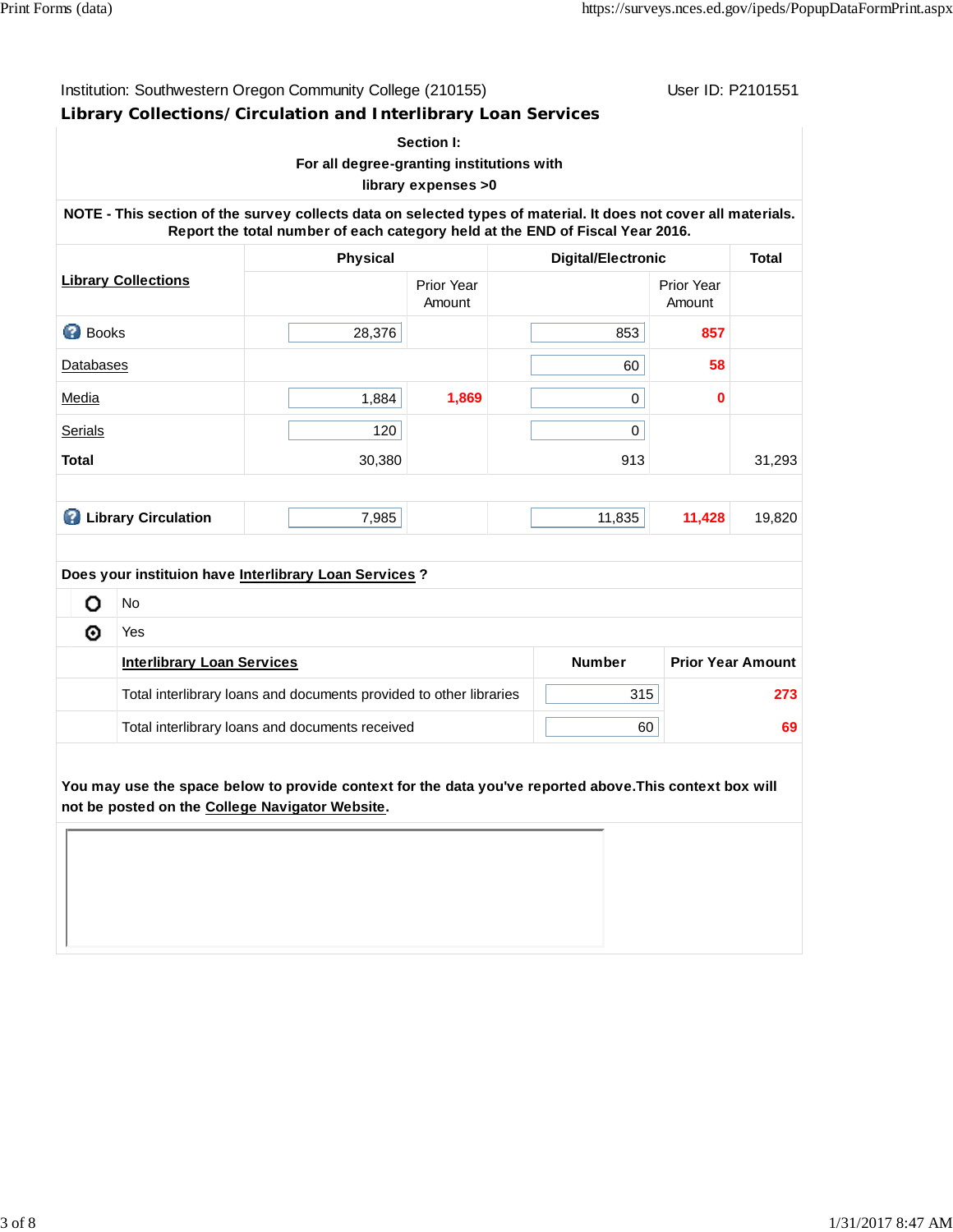Institution: Southwestern Oregon Community College (210155) User ID: P2101551

## Library Collections/ Circulation and Interlibrary Loan Services

**Section I:**
**For all degree-granting institutions with library expenses >0**

**NOTE - This section of the survey collects data on selected types of material. It does not cover all materials. Report the total number of each category held at the END of Fiscal Year 2016.**

| Library Collections | Physical | | Digital/Electronic | | Total |
|---|---|---|---|---|---|
| | | Prior Year Amount | | Prior Year Amount | |
| Books | 28,376 | | 853 | 857 | |
| Databases | | | 60 | 58 | |
| Media | 1,884 | 1,869 | 0 | 0 | |
| Serials | 120 | | 0 | | |
| **Total** | 30,380 | | 913 | | 31,293 |
| **Library Circulation** | 7,985 | | 11,835 | 11,428 | 19,820 |

**Does your instituion have Interlibrary Loan Services ?**

- ○ No
- ⊙ Yes

| Interlibrary Loan Services | Number | Prior Year Amount |
|---|---|---|
| Total interlibrary loans and documents provided to other libraries | 315 | 273 |
| Total interlibrary loans and documents received | 60 | 69 |

**You may use the space below to provide context for the data you've reported above.This context box will not be posted on the College Navigator Website.**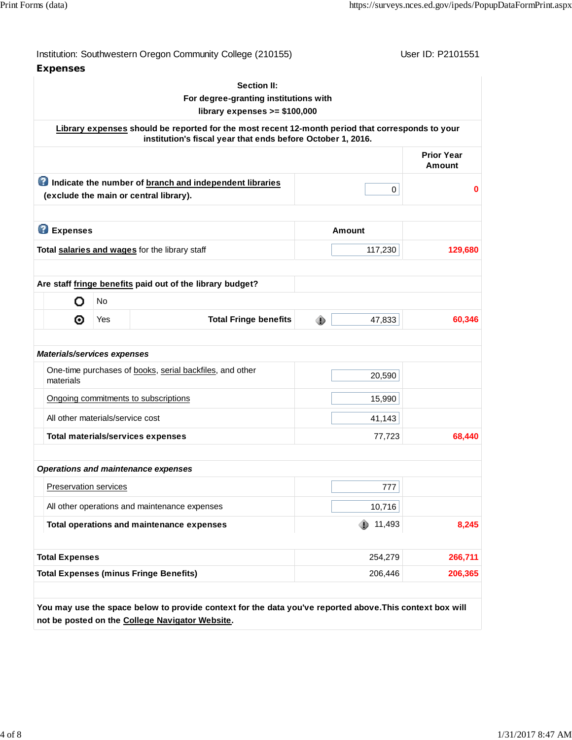Institution: Southwestern Oregon Community College (210155) User ID: P2101551

## Expenses

**Section II:**
**For degree-granting institutions with library expenses >= $100,000**

**Library expenses should be reported for the most recent 12-month period that corresponds to your institution's fiscal year that ends before October 1, 2016.**

| | | Prior Year Amount |
|---|---|---|
| **Indicate the number of branch and independent libraries (exclude the main or central library).** | 0 | 0 |
| | | |
| **Expenses** | **Amount** | |
| **Total salaries and wages** for the library staff | 117,230 | 129,680 |
| | | |
| **Are staff fringe benefits paid out of the library budget?** | | |
| No | | |
| ◉ Yes — **Total Fringe benefits** | 47,833 | 60,346 |
| | | |
| ***Materials/services expenses*** | | |
| One-time purchases of books, serial backfiles, and other materials | 20,590 | |
| Ongoing commitments to subscriptions | 15,990 | |
| All other materials/service cost | 41,143 | |
| **Total materials/services expenses** | 77,723 | 68,440 |
| | | |
| ***Operations and maintenance expenses*** | | |
| Preservation services | 777 | |
| All other operations and maintenance expenses | 10,716 | |
| **Total operations and maintenance expenses** | 11,493 | 8,245 |
| | | |
| **Total Expenses** | 254,279 | 266,711 |
| **Total Expenses (minus Fringe Benefits)** | 206,446 | 206,365 |

**You may use the space below to provide context for the data you've reported above. This context box will not be posted on the College Navigator Website.**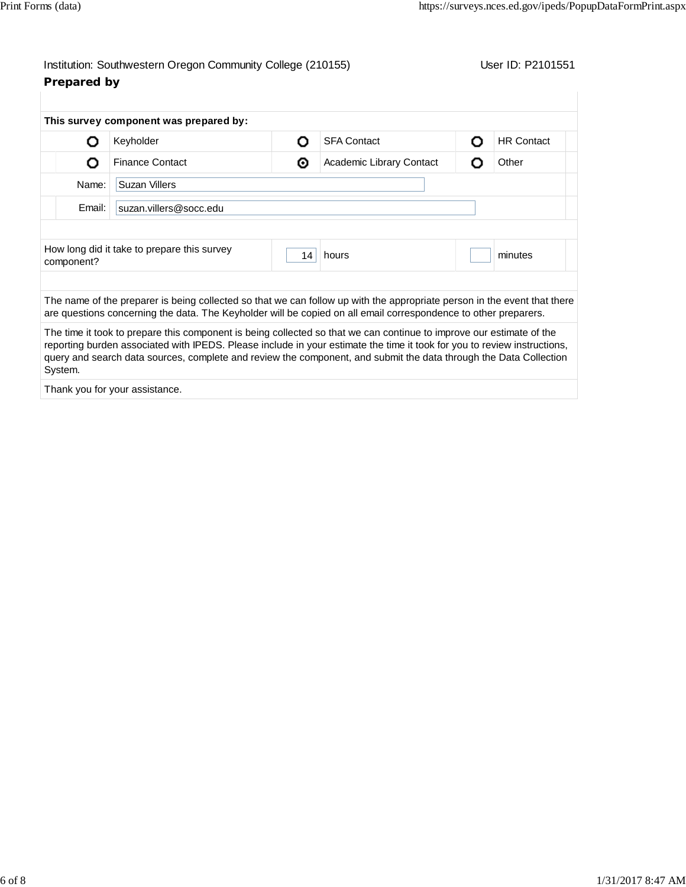Institution: Southwestern Oregon Community College (210155) User ID: P2101551

**Prepared by**

**This survey component was prepared by:**

| | | | | | |
|---|---|---|---|---|---|
| ○ | Keyholder | ○ | SFA Contact | ○ | HR Contact |
| ○ | Finance Contact | ⊙ | Academic Library Contact | ○ | Other |

Name: Suzan Villers

Email: suzan.villers@socc.edu

| How long did it take to prepare this survey component? | 14 | hours | | minutes |
|---|---|---|---|---|

The name of the preparer is being collected so that we can follow up with the appropriate person in the event that there are questions concerning the data. The Keyholder will be copied on all email correspondence to other preparers.

The time it took to prepare this component is being collected so that we can continue to improve our estimate of the reporting burden associated with IPEDS. Please include in your estimate the time it took for you to review instructions, query and search data sources, complete and review the component, and submit the data through the Data Collection System.

Thank you for your assistance.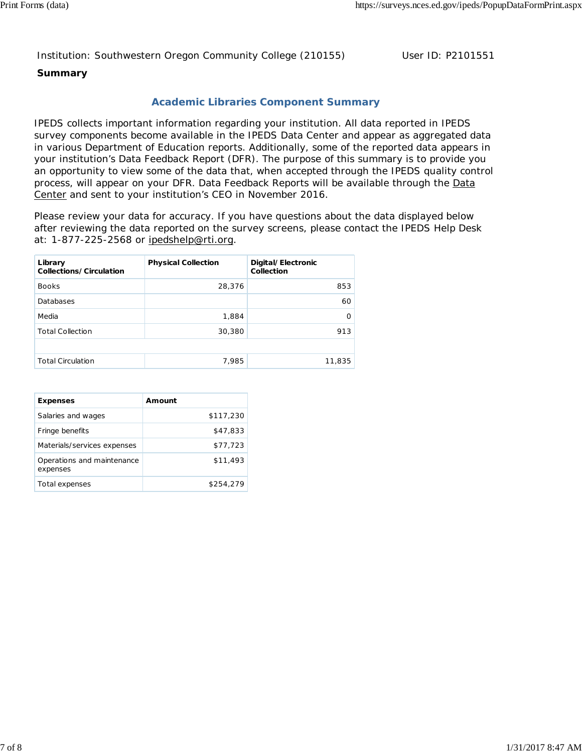Institution: Southwestern Oregon Community College (210155) User ID: P2101551

**Summary**

## Academic Libraries Component Summary

IPEDS collects important information regarding your institution. All data reported in IPEDS survey components become available in the IPEDS Data Center and appear as aggregated data in various Department of Education reports. Additionally, some of the reported data appears in your institution's Data Feedback Report (DFR). The purpose of this summary is to provide you an opportunity to view some of the data that, when accepted through the IPEDS quality control process, will appear on your DFR. Data Feedback Reports will be available through the Data Center and sent to your institution's CEO in November 2016.

Please review your data for accuracy. If you have questions about the data displayed below after reviewing the data reported on the survey screens, please contact the IPEDS Help Desk at: 1-877-225-2568 or ipedshelp@rti.org.

| Library Collections/Circulation | Physical Collection | Digital/Electronic Collection |
|---|---|---|
| Books | 28,376 | 853 |
| Databases | | 60 |
| Media | 1,884 | 0 |
| Total Collection | 30,380 | 913 |
| | | |
| Total Circulation | 7,985 | 11,835 |

| Expenses | Amount |
|---|---|
| Salaries and wages | $117,230 |
| Fringe benefits | $47,833 |
| Materials/services expenses | $77,723 |
| Operations and maintenance expenses | $11,493 |
| Total expenses | $254,279 |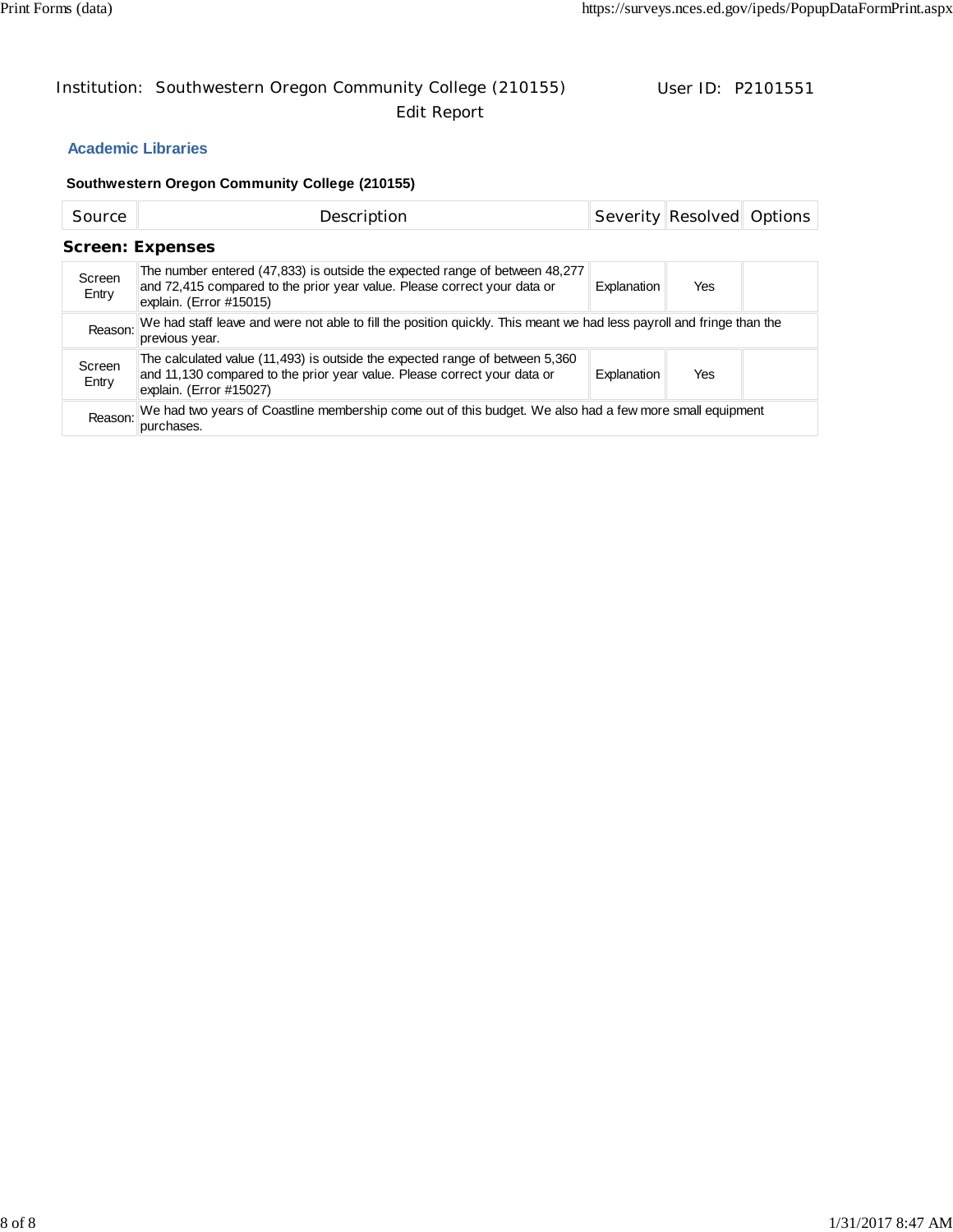Institution: Southwestern Oregon Community College (210155) User ID: P2101551

Edit Report

## Academic Libraries

**Southwestern Oregon Community College (210155)**

| Source | Description | Severity | Resolved | Options |
|---|---|---|---|---|
| **Screen: Expenses** | | | | |
| Screen Entry | The number entered (47,833) is outside the expected range of between 48,277 and 72,415 compared to the prior year value. Please correct your data or explain. (Error #15015) | Explanation | Yes | |
| Reason: | We had staff leave and were not able to fill the position quickly. This meant we had less payroll and fringe than the previous year. | | | |
| Screen Entry | The calculated value (11,493) is outside the expected range of between 5,360 and 11,130 compared to the prior year value. Please correct your data or explain. (Error #15027) | Explanation | Yes | |
| Reason: | We had two years of Coastline membership come out of this budget. We also had a few more small equipment purchases. | | | |